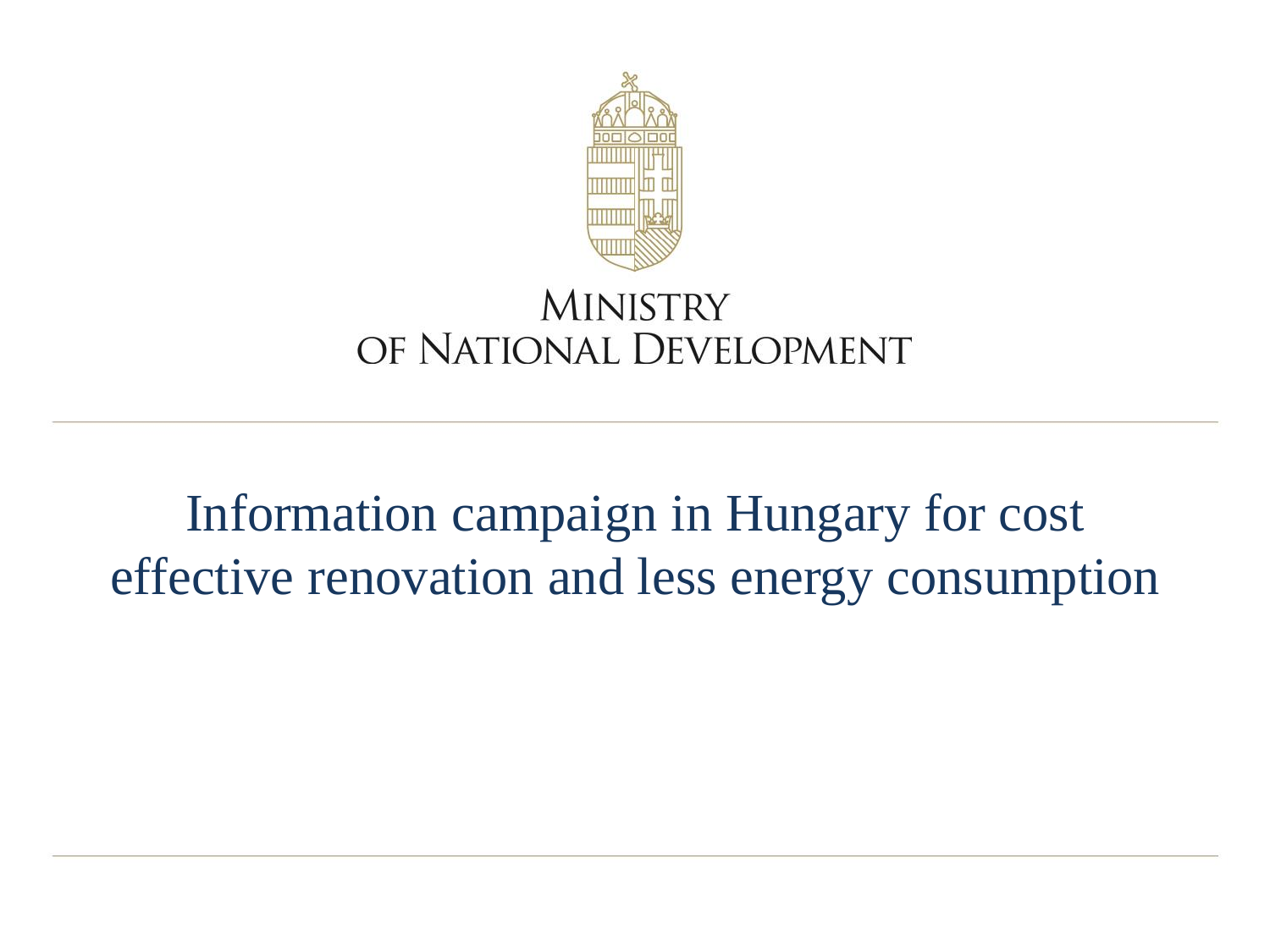MINISTRY
OF NATIONAL DEVELOPMENT

# Information campaign in Hungary for cost effective renovation and less energy consumption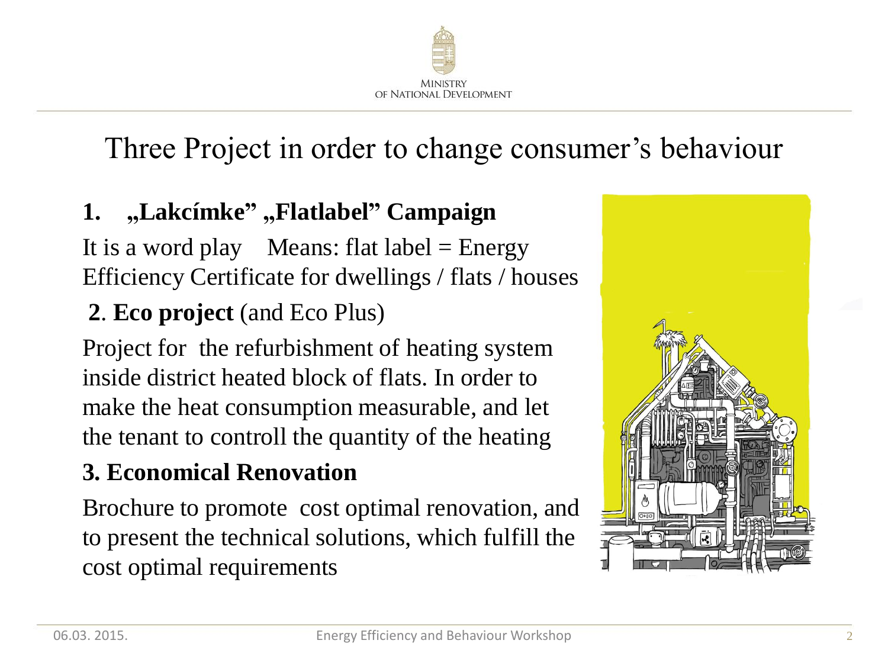# Three Project in order to change consumer's behaviour

**1. „Lakcímke" „Flatlabel" Campaign**

It is a word play  Means: flat label = Energy Efficiency Certificate for dwellings / flats / houses

**2**. **Eco project** (and Eco Plus)

Project for the refurbishment of heating system inside district heated block of flats. In order to make the heat consumption measurable, and let the tenant to controll the quantity of the heating

**3. Economical Renovation**

Brochure to promote cost optimal renovation, and to present the technical solutions, which fulfill the cost optimal requirements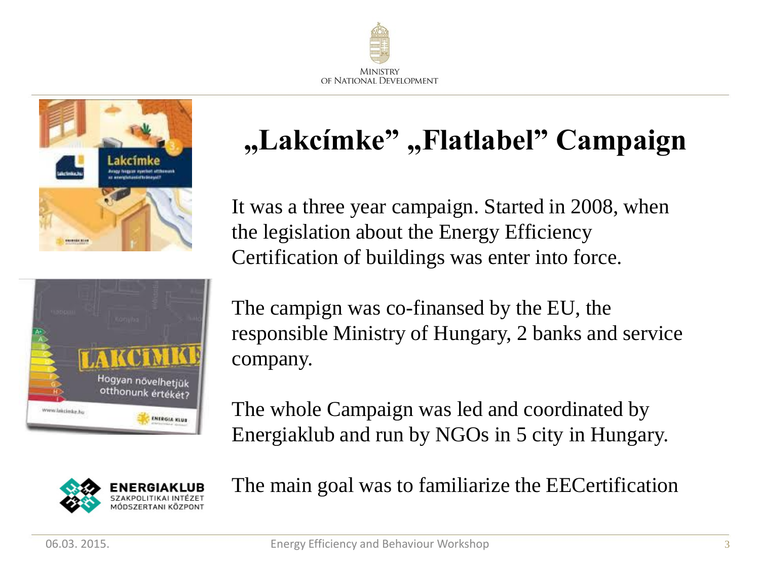# „Lakcímke” „Flatlabel” Campaign

It was a three year campaign. Started in 2008, when the legislation about the Energy Efficiency Certification of buildings was enter into force.

The campign was co-finansed by the EU, the responsible Ministry of Hungary, 2 banks and service company.

The whole Campaign was led and coordinated by Energiaklub and run by NGOs in 5 city in Hungary.

The main goal was to familiarize the EECertification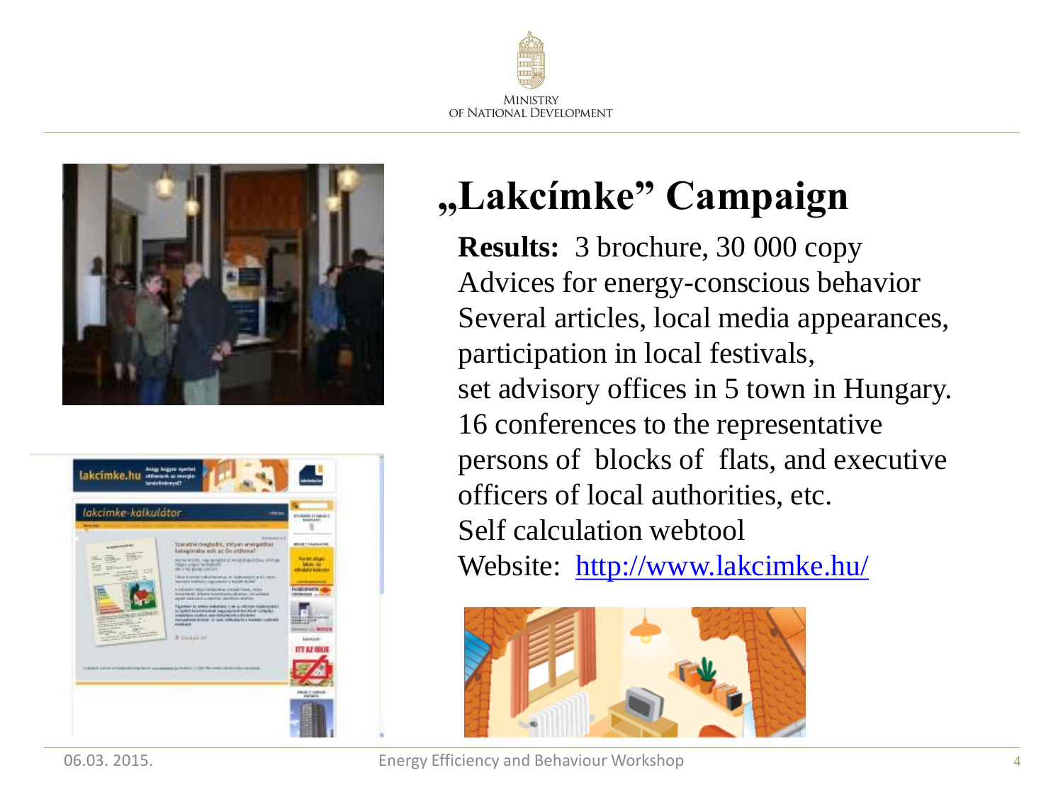# „Lakcímke" Campaign

**Results:** 3 brochure, 30 000 copy
Advices for energy-conscious behavior
Several articles, local media appearances, participation in local festivals,
set advisory offices in 5 town in Hungary.
16 conferences to the representative persons of blocks of flats, and executive officers of local authorities, etc.
Self calculation webtool
Website: [http://www.lakcimke.hu/](http://www.lakcimke.hu/)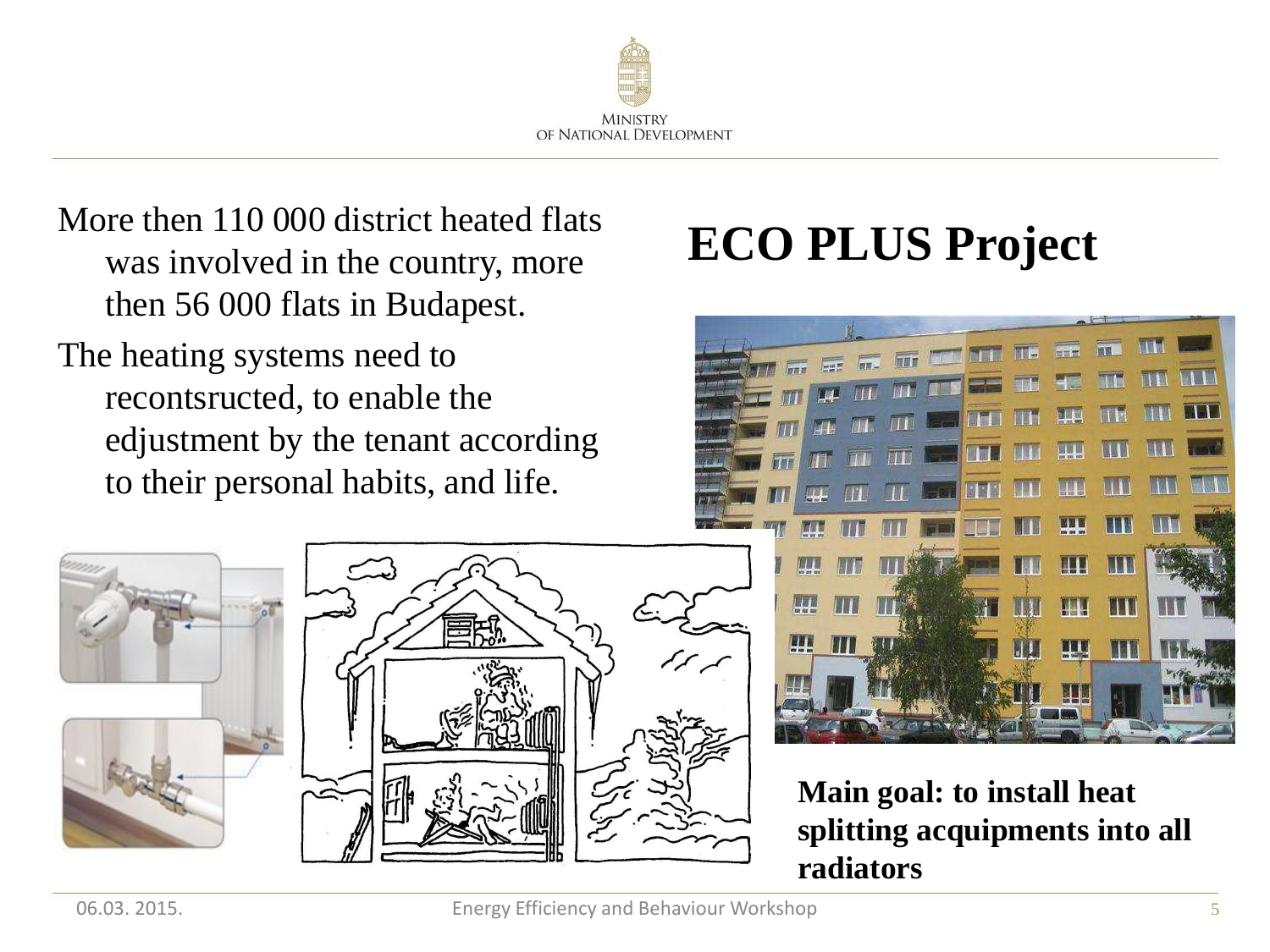# ECO PLUS Project

More then 110 000 district heated flats was involved in the country, more then 56 000 flats in Budapest.

The heating systems need to recontsructed, to enable the edjustment by the tenant according to their personal habits, and life.

**Main goal: to install heat splitting acquipments into all radiators**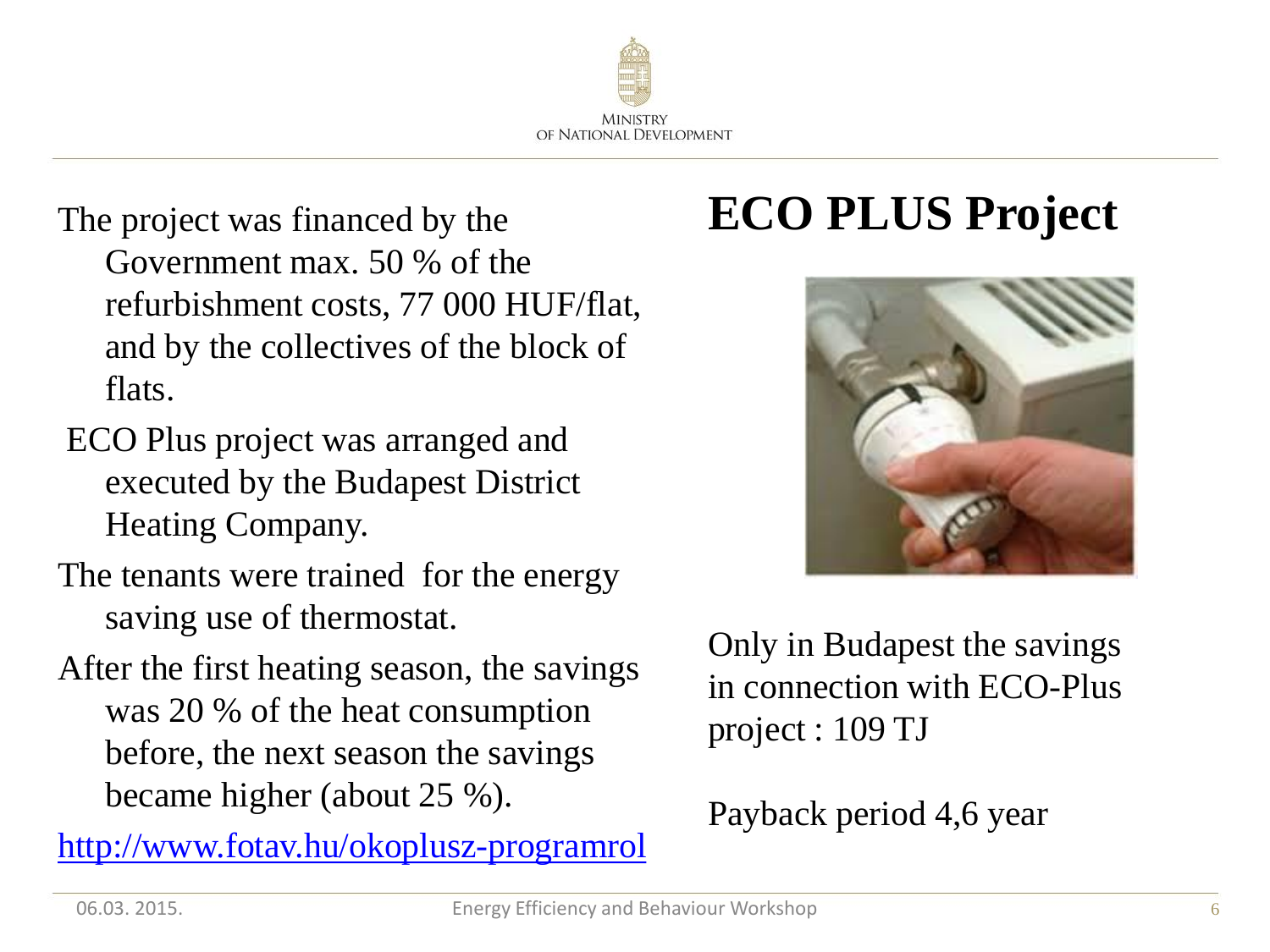# ECO PLUS Project

The project was financed by the Government max. 50 % of the refurbishment costs, 77 000 HUF/flat, and by the collectives of the block of flats.

ECO Plus project was arranged and executed by the Budapest District Heating Company.

The tenants were trained for the energy saving use of thermostat.

After the first heating season, the savings was 20 % of the heat consumption before, the next season the savings became higher (about 25 %).

http://www.fotav.hu/okoplusz-programrol

Only in Budapest the savings in connection with ECO-Plus project : 109 TJ

Payback period 4,6 year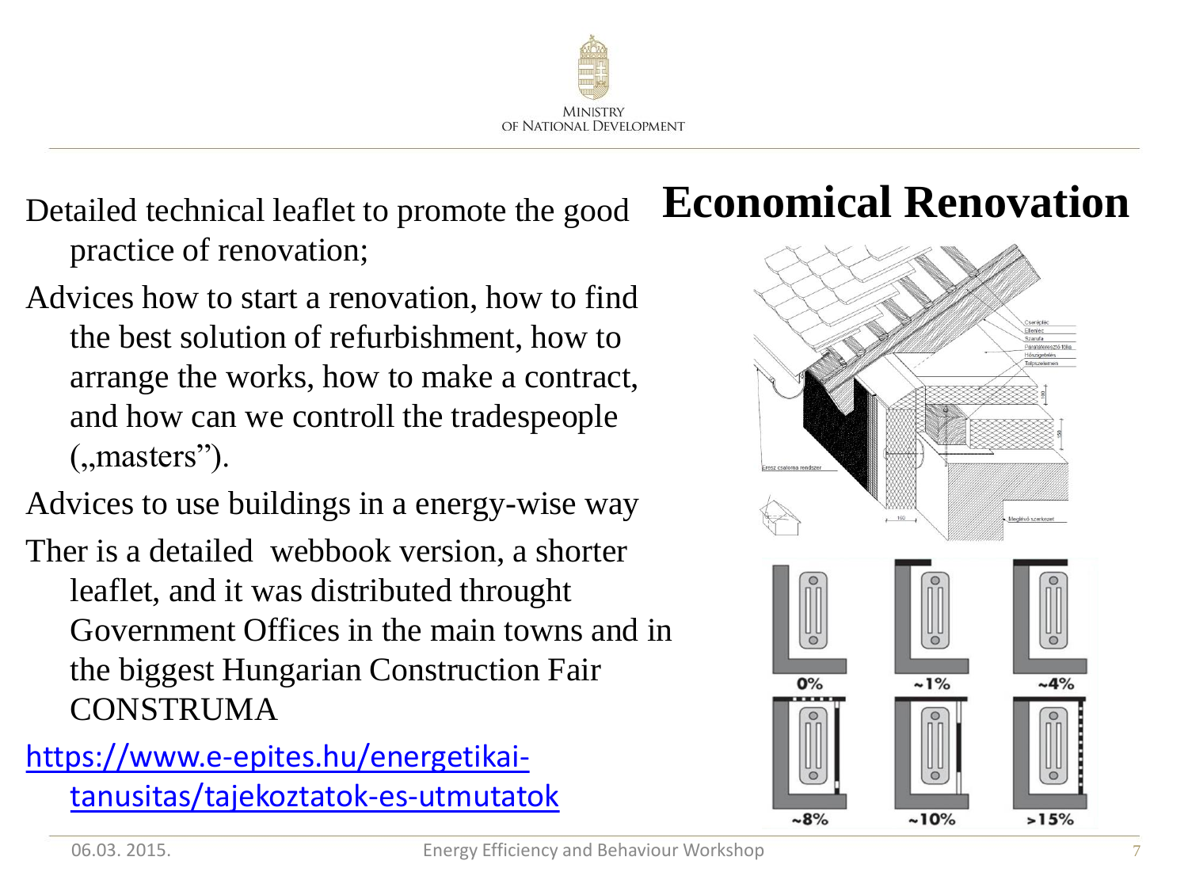# Economical Renovation

- Detailed technical leaflet to promote the good practice of renovation;
- Advices how to start a renovation, how to find the best solution of refurbishment, how to arrange the works, how to make a contract, and how can we controll the tradespeople („masters").
- Advices to use buildings in a energy-wise way
- Ther is a detailed webbook version, a shorter leaflet, and it was distributed throught Government Offices in the main towns and in the biggest Hungarian Construction Fair CONSTRUMA

[https://www.e-epites.hu/energetikai-tanusitas/tajekoztatok-es-utmutatok](https://www.e-epites.hu/energetikai-tanusitas/tajekoztatok-es-utmutatok)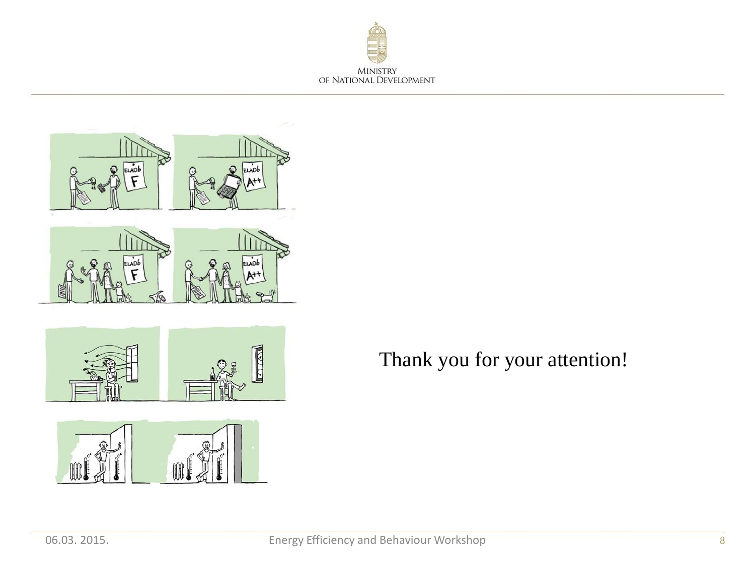Thank you for your attention!